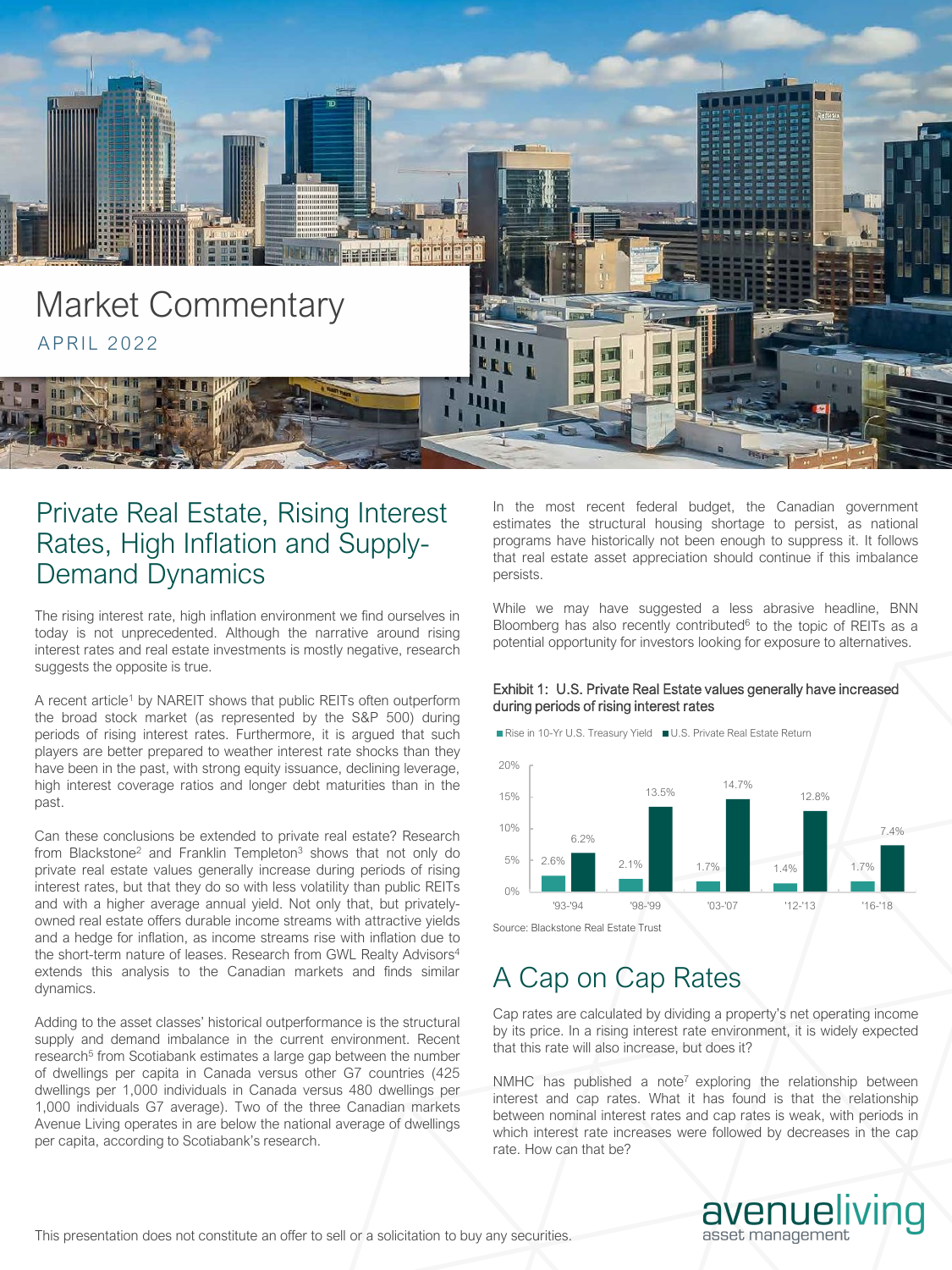# Market Commentary

APRIL 2022

## Private Real Estate, Rising Interest Rates, High Inflation and Supply-Demand Dynamics

The rising interest rate, high inflation environment we find ourselves in today is not unprecedented. Although the narrative around rising interest rates and real estate investments is mostly negative, research suggests the opposite is true.

A recent article[1] by NAREIT shows that public REITs often outperform the broad stock market (as represented by the S&P 500) during periods of rising interest rates. Furthermore, it is argued that such players are better prepared to weather interest rate shocks than they have been in the past, with strong equity issuance, declining leverage, high interest coverage ratios and longer debt maturities than in the past.

Can these conclusions be extended to private real estate? Research from Blackstone[2] and Franklin Templeton[3] shows that not only do private real estate values generally increase during periods of rising interest rates, but that they do so with less volatility than public REITs and with a higher average annual yield. Not only that, but privately-owned real estate offers durable income streams with attractive yields and a hedge for inflation, as income streams rise with inflation due to the short-term nature of leases. Research from GWL Realty Advisors[4] extends this analysis to the Canadian markets and finds similar dynamics.

Adding to the asset classes' historical outperformance is the structural supply and demand imbalance in the current environment. Recent research[5] from Scotiabank estimates a large gap between the number of dwellings per capita in Canada versus other G7 countries (425 dwellings per 1,000 individuals in Canada versus 480 dwellings per 1,000 individuals G7 average). Two of the three Canadian markets Avenue Living operates in are below the national average of dwellings per capita, according to Scotiabank's research.

In the most recent federal budget, the Canadian government estimates the structural housing shortage to persist, as national programs have historically not been enough to suppress it. It follows that real estate asset appreciation should continue if this imbalance persists.

While we may have suggested a less abrasive headline, BNN Bloomberg has also recently contributed[6] to the topic of REITs as a potential opportunity for investors looking for exposure to alternatives.

**Exhibit 1: U.S. Private Real Estate values generally have increased during periods of rising interest rates**

| Period | Rise in 10-Yr U.S. Treasury Yield | U.S. Private Real Estate Return |
|---|---|---|
| '93-'94 | 2.6% | 6.2% |
| '98-'99 | 2.1% | 13.5% |
| '03-'07 | 1.7% | 14.7% |
| '12-'13 | 1.4% | 12.8% |
| '16-'18 | 1.7% | 7.4% |

Source: Blackstone Real Estate Trust

## A Cap on Cap Rates

Cap rates are calculated by dividing a property's net operating income by its price. In a rising interest rate environment, it is widely expected that this rate will also increase, but does it?

NMHC has published a note[7] exploring the relationship between interest and cap rates. What it has found is that the relationship between nominal interest rates and cap rates is weak, with periods in which interest rate increases were followed by decreases in the cap rate. How can that be?

This presentation does not constitute an offer to sell or a solicitation to buy any securities.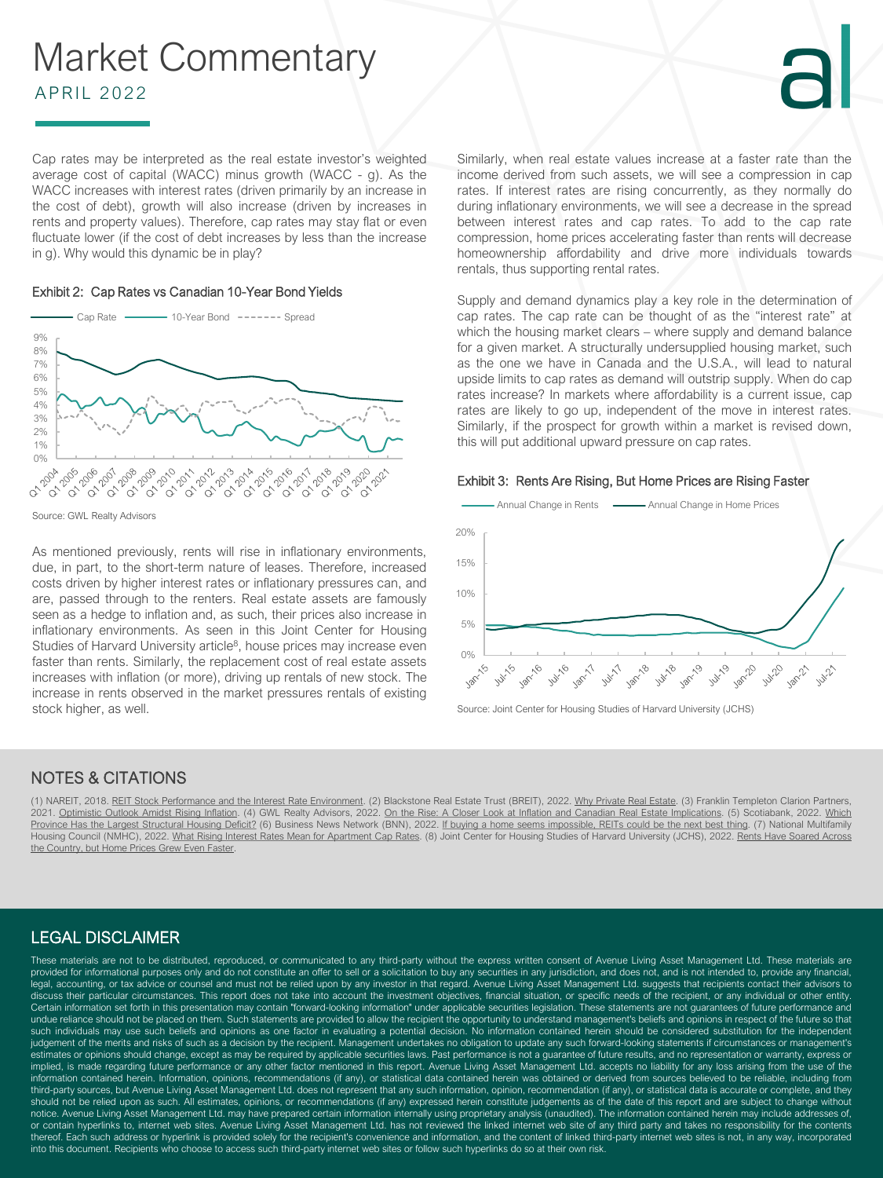# Market Commentary

APRIL 2022

Cap rates may be interpreted as the real estate investor's weighted average cost of capital (WACC) minus growth (WACC - g). As the WACC increases with interest rates (driven primarily by an increase in the cost of debt), growth will also increase (driven by increases in rents and property values). Therefore, cap rates may stay flat or even fluctuate lower (if the cost of debt increases by less than the increase in g). Why would this dynamic be in play?

**Exhibit 2: Cap Rates vs Canadian 10-Year Bond Yields**

Cap Rate
10-Year Bond
Spread

9%
8%
7%
6%
5%
4%
3%
2%
1%
0%

Q1 2004
Q1 2005
Q1 2006
Q1 2007
Q1 2008
Q1 2009
Q1 2010
Q1 2011
Q1 2012
Q1 2013
Q1 2014
Q1 2015
Q1 2016
Q1 2017
Q1 2018
Q1 2019
Q1 2020
Q1 2021

Source: GWL Realty Advisors

As mentioned previously, rents will rise in inflationary environments, due, in part, to the short-term nature of leases. Therefore, increased costs driven by higher interest rates or inflationary pressures can, and are, passed through to the renters. Real estate assets are famously seen as a hedge to inflation and, as such, their prices also increase in inflationary environments. As seen in this Joint Center for Housing Studies of Harvard University article[8], house prices may increase even faster than rents. Similarly, the replacement cost of real estate assets increases with inflation (or more), driving up rentals of new stock. The increase in rents observed in the market pressures rentals of existing stock higher, as well.

Similarly, when real estate values increase at a faster rate than the income derived from such assets, we will see a compression in cap rates. If interest rates are rising concurrently, as they normally do during inflationary environments, we will see a decrease in the spread between interest rates and cap rates. To add to the cap rate compression, home prices accelerating faster than rents will decrease homeownership affordability and drive more individuals towards rentals, thus supporting rental rates.

Supply and demand dynamics play a key role in the determination of cap rates. The cap rate can be thought of as the "interest rate" at which the housing market clears – where supply and demand balance for a given market. A structurally undersupplied housing market, such as the one we have in Canada and the U.S.A., will lead to natural upside limits to cap rates as demand will outstrip supply. When do cap rates increase? In markets where affordability is a current issue, cap rates are likely to go up, independent of the move in interest rates. Similarly, if the prospect for growth within a market is revised down, this will put additional upward pressure on cap rates.

**Exhibit 3: Rents Are Rising, But Home Prices are Rising Faster**

Annual Change in Rents
Annual Change in Home Prices

20%
15%
10%
5%
0%

Jan-15
Jul-15
Jan-16
Jul-16
Jan-17
Jul-17
Jan-18
Jul-18
Jan-19
Jul-19
Jan-20
Jul-20
Jan-21
Jul-21

Source: Joint Center for Housing Studies of Harvard University (JCHS)

## NOTES & CITATIONS

(1) NAREIT, 2018. REIT Stock Performance and the Interest Rate Environment. (2) Blackstone Real Estate Trust (BREIT), 2022. Why Private Real Estate. (3) Franklin Templeton Clarion Partners, 2021. Optimistic Outlook Amidst Rising Inflation. (4) GWL Realty Advisors, 2022. On the Rise: A Closer Look at Inflation and Canadian Real Estate Implications. (5) Scotiabank, 2022. Which Province Has the Largest Structural Housing Deficit? (6) Business News Network (BNN), 2022. If buying a home seems impossible, REITs could be the next best thing. (7) National Multifamily Housing Council (NMHC), 2022. What Rising Interest Rates Mean for Apartment Cap Rates. (8) Joint Center for Housing Studies of Harvard University (JCHS), 2022. Rents Have Soared Across the Country, but Home Prices Grew Even Faster.

## LEGAL DISCLAIMER

These materials are not to be distributed, reproduced, or communicated to any third-party without the express written consent of Avenue Living Asset Management Ltd. These materials are provided for informational purposes only and do not constitute an offer to sell or a solicitation to buy any securities in any jurisdiction, and does not, and is not intended to, provide any financial, legal, accounting, or tax advice or counsel and must not be relied upon by any investor in that regard. Avenue Living Asset Management Ltd. suggests that recipients contact their advisors to discuss their particular circumstances. This report does not take into account the investment objectives, financial situation, or specific needs of the recipient, or any individual or other entity. Certain information set forth in this presentation may contain "forward-looking information" under applicable securities legislation. These statements are not guarantees of future performance and undue reliance should not be placed on them. Such statements are provided to allow the recipient the opportunity to understand management's beliefs and opinions in respect of the future so that such individuals may use such beliefs and opinions as one factor in evaluating a potential decision. No information contained herein should be considered substitution for the independent judgement of the merits and risks of such as a decision by the recipient. Management undertakes no obligation to update any such forward-looking statements if circumstances or management's estimates or opinions should change, except as may be required by applicable securities laws. Past performance is not a guarantee of future results, and no representation or warranty, express or implied, is made regarding future performance or any other factor mentioned in this report. Avenue Living Asset Management Ltd. accepts no liability for any loss arising from the use of the information contained herein. Information, opinions, recommendations (if any), or statistical data contained herein was obtained or derived from sources believed to be reliable, including from third-party sources, but Avenue Living Asset Management Ltd. does not represent that any such information, opinion, recommendation (if any), or statistical data is accurate or complete, and they should not be relied upon as such. All estimates, opinions, or recommendations (if any) expressed herein constitute judgements as of the date of this report and are subject to change without notice. Avenue Living Asset Management Ltd. may have prepared certain information internally using proprietary analysis (unaudited). The information contained herein may include addresses of, or contain hyperlinks to, internet web sites. Avenue Living Asset Management Ltd. has not reviewed the linked internet web site of any third party and takes no responsibility for the contents thereof. Each such address or hyperlink is provided solely for the recipient's convenience and information, and the content of linked third-party internet web sites is not, in any way, incorporated into this document. Recipients who choose to access such third-party internet web sites or follow such hyperlinks do so at their own risk.